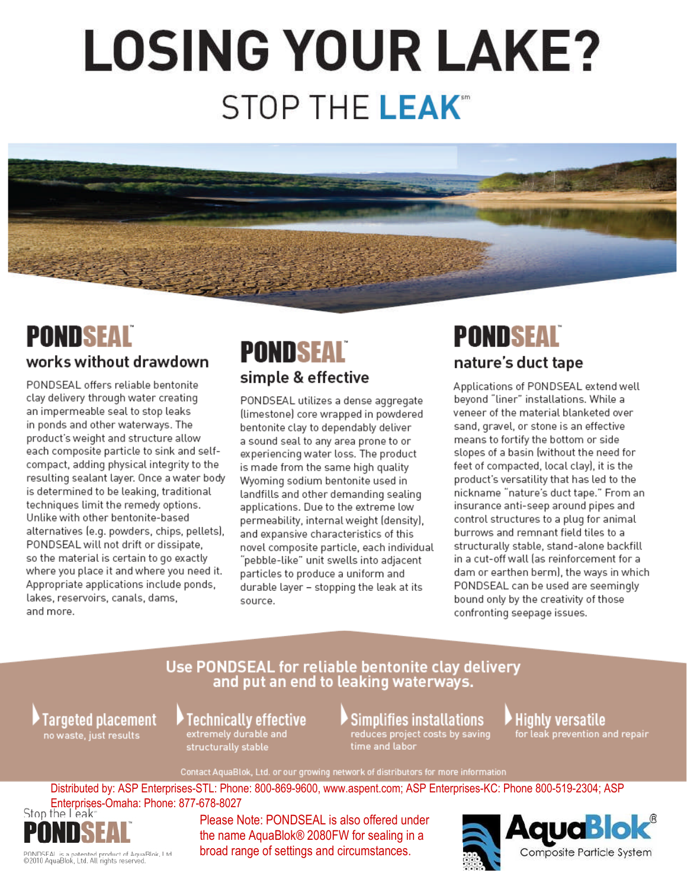# LOSING YOUR LAKE?

## STOP THE LEAK℠

## PONDSEAL™

### works without drawdown

PONDSEAL offers reliable bentonite clay delivery through water creating an impermeable seal to stop leaks in ponds and other waterways. The product's weight and structure allow each composite particle to sink and self-compact, adding physical integrity to the resulting sealant layer. Once a water body is determined to be leaking, traditional techniques limit the remedy options. Unlike with other bentonite-based alternatives (e.g. powders, chips, pellets), PONDSEAL will not drift or dissipate, so the material is certain to go exactly where you place it and where you need it. Appropriate applications include ponds, lakes, reservoirs, canals, dams, and more.

## PONDSEAL™

### simple & effective

PONDSEAL utilizes a dense aggregate (limestone) core wrapped in powdered bentonite clay to dependably deliver a sound seal to any area prone to or experiencing water loss. The product is made from the same high quality Wyoming sodium bentonite used in landfills and other demanding sealing applications. Due to the extreme low permeability, internal weight (density), and expansive characteristics of this novel composite particle, each individual "pebble-like" unit swells into adjacent particles to produce a uniform and durable layer – stopping the leak at its source.

## PONDSEAL™

### nature's duct tape

Applications of PONDSEAL extend well beyond "liner" installations. While a veneer of the material blanketed over sand, gravel, or stone is an effective means to fortify the bottom or side slopes of a basin (without the need for feet of compacted, local clay), it is the product's versatility that has led to the nickname "nature's duct tape." From an insurance anti-seep around pipes and control structures to a plug for animal burrows and remnant field tiles to a structurally stable, stand-alone backfill in a cut-off wall (as reinforcement for a dam or earthen berm), the ways in which PONDSEAL can be used are seemingly bound only by the creativity of those confronting seepage issues.

**Use PONDSEAL for reliable bentonite clay delivery and put an end to leaking waterways.**

- **Targeted placement** – no waste, just results
- **Technically effective** – extremely durable and structurally stable
- **Simplifies installations** – reduces project costs by saving time and labor
- **Highly versatile** – for leak prevention and repair

Contact AquaBlok, Ltd. or our growing network of distributors for more information

Distributed by: ASP Enterprises-STL: Phone: 800-869-9600, www.aspent.com; ASP Enterprises-KC: Phone 800-519-2304; ASP Enterprises-Omaha: Phone: 877-678-8027

Stop the Leak℠ PONDSEAL™

PONDSEAL is a patented product of AquaBlok, Ltd.
©2010 AquaBlok, Ltd. All rights reserved.

Please Note: PONDSEAL is also offered under the name AquaBlok® 2080FW for sealing in a broad range of settings and circumstances.

AquaBlok® Composite Particle System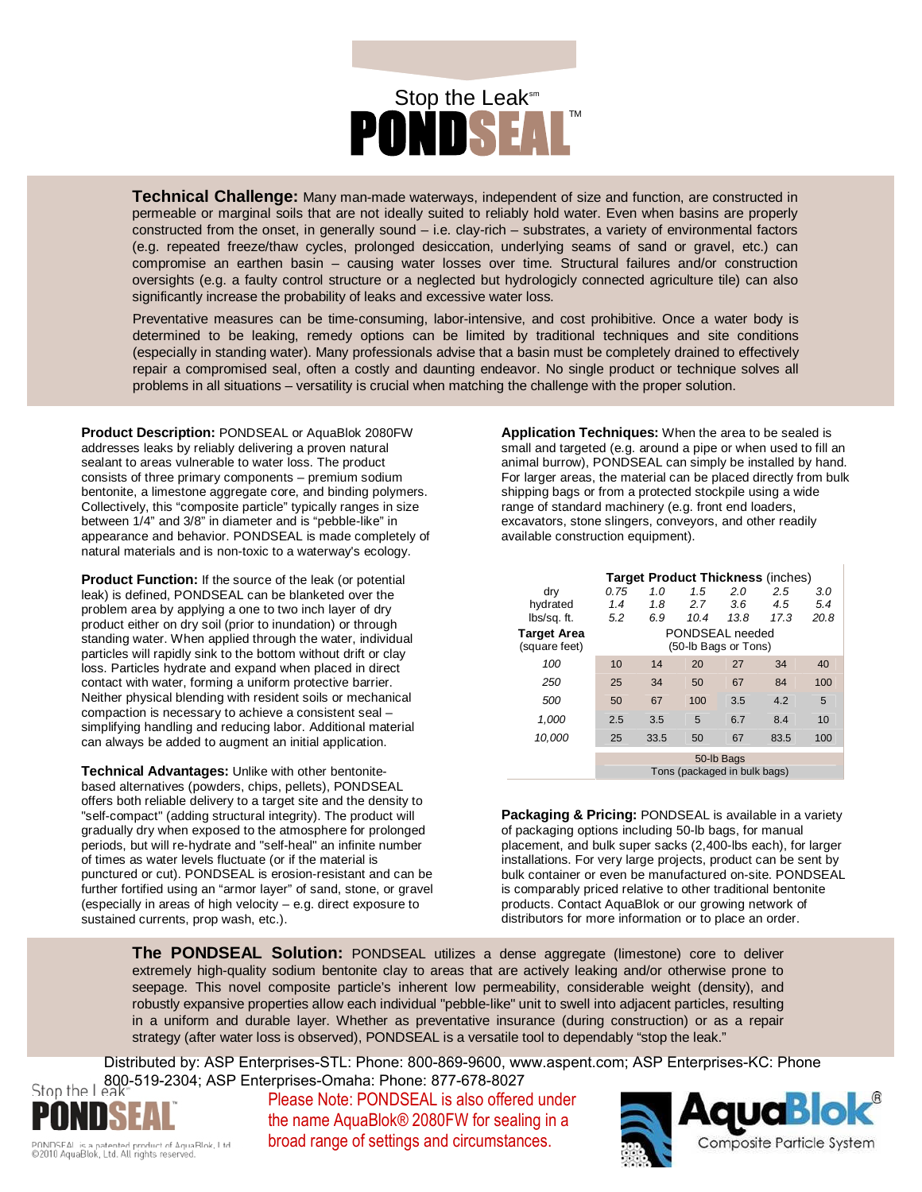Stop the Leak[sm]

# PONDSEAL™

**Technical Challenge:** Many man-made waterways, independent of size and function, are constructed in permeable or marginal soils that are not ideally suited to reliably hold water. Even when basins are properly constructed from the onset, in generally sound – i.e. clay-rich – substrates, a variety of environmental factors (e.g. repeated freeze/thaw cycles, prolonged desiccation, underlying seams of sand or gravel, etc.) can compromise an earthen basin – causing water losses over time. Structural failures and/or construction oversights (e.g. a faulty control structure or a neglected but hydrologicly connected agriculture tile) can also significantly increase the probability of leaks and excessive water loss.

Preventative measures can be time-consuming, labor-intensive, and cost prohibitive. Once a water body is determined to be leaking, remedy options can be limited by traditional techniques and site conditions (especially in standing water). Many professionals advise that a basin must be completely drained to effectively repair a compromised seal, often a costly and daunting endeavor. No single product or technique solves all problems in all situations – versatility is crucial when matching the challenge with the proper solution.

**Product Description:** PONDSEAL or AquaBlok 2080FW addresses leaks by reliably delivering a proven natural sealant to areas vulnerable to water loss. The product consists of three primary components – premium sodium bentonite, a limestone aggregate core, and binding polymers. Collectively, this "composite particle" typically ranges in size between 1/4" and 3/8" in diameter and is "pebble-like" in appearance and behavior. PONDSEAL is made completely of natural materials and is non-toxic to a waterway's ecology.

**Product Function:** If the source of the leak (or potential leak) is defined, PONDSEAL can be blanketed over the problem area by applying a one to two inch layer of dry product either on dry soil (prior to inundation) or through standing water. When applied through the water, individual particles will rapidly sink to the bottom without drift or clay loss. Particles hydrate and expand when placed in direct contact with water, forming a uniform protective barrier. Neither physical blending with resident soils or mechanical compaction is necessary to achieve a consistent seal – simplifying handling and reducing labor. Additional material can always be added to augment an initial application.

**Technical Advantages:** Unlike with other bentonite-based alternatives (powders, chips, pellets), PONDSEAL offers both reliable delivery to a target site and the density to "self-compact" (adding structural integrity). The product will gradually dry when exposed to the atmosphere for prolonged periods, but will re-hydrate and "self-heal" an infinite number of times as water levels fluctuate (or if the material is punctured or cut). PONDSEAL is erosion-resistant and can be further fortified using an "armor layer" of sand, stone, or gravel (especially in areas of high velocity – e.g. direct exposure to sustained currents, prop wash, etc.).

**Application Techniques:** When the area to be sealed is small and targeted (e.g. around a pipe or when used to fill an animal burrow), PONDSEAL can simply be installed by hand. For larger areas, the material can be placed directly from bulk shipping bags or from a protected stockpile using a wide range of standard machinery (e.g. front end loaders, excavators, stone slingers, conveyors, and other readily available construction equipment).

| | **Target Product Thickness** (inches) | | | | | |
|---|---|---|---|---|---|---|
| dry | *0.75* | *1.0* | *1.5* | *2.0* | *2.5* | *3.0* |
| hydrated | *1.4* | *1.8* | *2.7* | *3.6* | *4.5* | *5.4* |
| lbs/sq. ft. | *5.2* | *6.9* | *10.4* | *13.8* | *17.3* | *20.8* |
| **Target Area** (square feet) | PONDSEAL needed (50-lb Bags or Tons) | | | | | |
| *100* | 10 | 14 | 20 | 27 | 34 | 40 |
| *250* | 25 | 34 | 50 | 67 | 84 | 100 |
| *500* | 50 | 67 | 100 | 3.5 | 4.2 | 5 |
| *1,000* | 2.5 | 3.5 | 5 | 6.7 | 8.4 | 10 |
| *10,000* | 25 | 33.5 | 50 | 67 | 83.5 | 100 |
| | 50-lb Bags | | | | | |
| | Tons (packaged in bulk bags) | | | | | |

**Packaging & Pricing:** PONDSEAL is available in a variety of packaging options including 50-lb bags, for manual placement, and bulk super sacks (2,400-lbs each), for larger installations. For very large projects, product can be sent by bulk container or even be manufactured on-site. PONDSEAL is comparably priced relative to other traditional bentonite products. Contact AquaBlok or our growing network of distributors for more information or to place an order.

**The PONDSEAL Solution:** PONDSEAL utilizes a dense aggregate (limestone) core to deliver extremely high-quality sodium bentonite clay to areas that are actively leaking and/or otherwise prone to seepage. This novel composite particle's inherent low permeability, considerable weight (density), and robustly expansive properties allow each individual "pebble-like" unit to swell into adjacent particles, resulting in a uniform and durable layer. Whether as preventative insurance (during construction) or as a repair strategy (after water loss is observed), PONDSEAL is a versatile tool to dependably "stop the leak."

Distributed by: ASP Enterprises-STL: Phone: 800-869-9600, www.aspent.com; ASP Enterprises-KC: Phone 800-519-2304; ASP Enterprises-Omaha: Phone: 877-678-8027

Stop the Leak[sm]
PONDSEAL™
PONDSEAL is a patented product of AquaBlok, Ltd.
©2010 AquaBlok, Ltd. All rights reserved.

Please Note: PONDSEAL is also offered under the name AquaBlok® 2080FW for sealing in a broad range of settings and circumstances.

AquaBlok® Composite Particle System